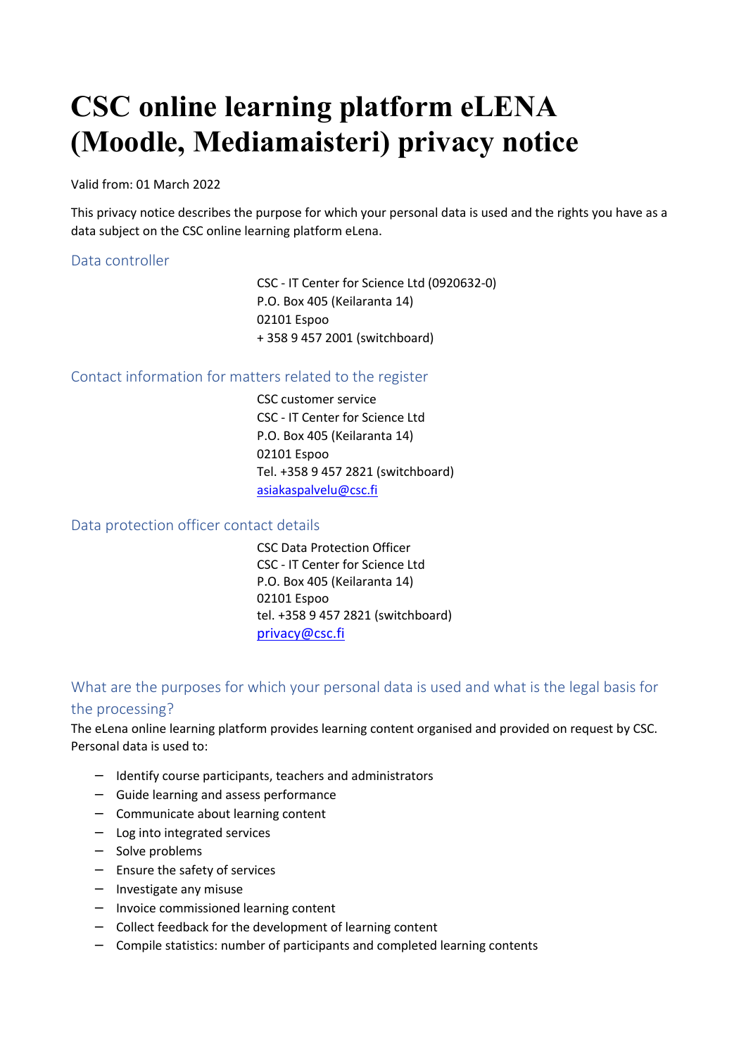# CSC online learning platform eLENA (Moodle, Mediamaisteri) privacy notice

Valid from: 01 March 2022

This privacy notice describes the purpose for which your personal data is used and the rights you have as a data subject on the CSC online learning platform eLena.

## Data controller

CSC - IT Center for Science Ltd (0920632-0)
P.O. Box 405 (Keilaranta 14)
02101 Espoo
+ 358 9 457 2001 (switchboard)

## Contact information for matters related to the register

CSC customer service
CSC - IT Center for Science Ltd
P.O. Box 405 (Keilaranta 14)
02101 Espoo
Tel. +358 9 457 2821 (switchboard)
asiakaspalvelu@csc.fi

## Data protection officer contact details

CSC Data Protection Officer
CSC - IT Center for Science Ltd
P.O. Box 405 (Keilaranta 14)
02101 Espoo
tel. +358 9 457 2821 (switchboard)
privacy@csc.fi

## What are the purposes for which your personal data is used and what is the legal basis for the processing?

The eLena online learning platform provides learning content organised and provided on request by CSC. Personal data is used to:

- Identify course participants, teachers and administrators
- Guide learning and assess performance
- Communicate about learning content
- Log into integrated services
- Solve problems
- Ensure the safety of services
- Investigate any misuse
- Invoice commissioned learning content
- Collect feedback for the development of learning content
- Compile statistics: number of participants and completed learning contents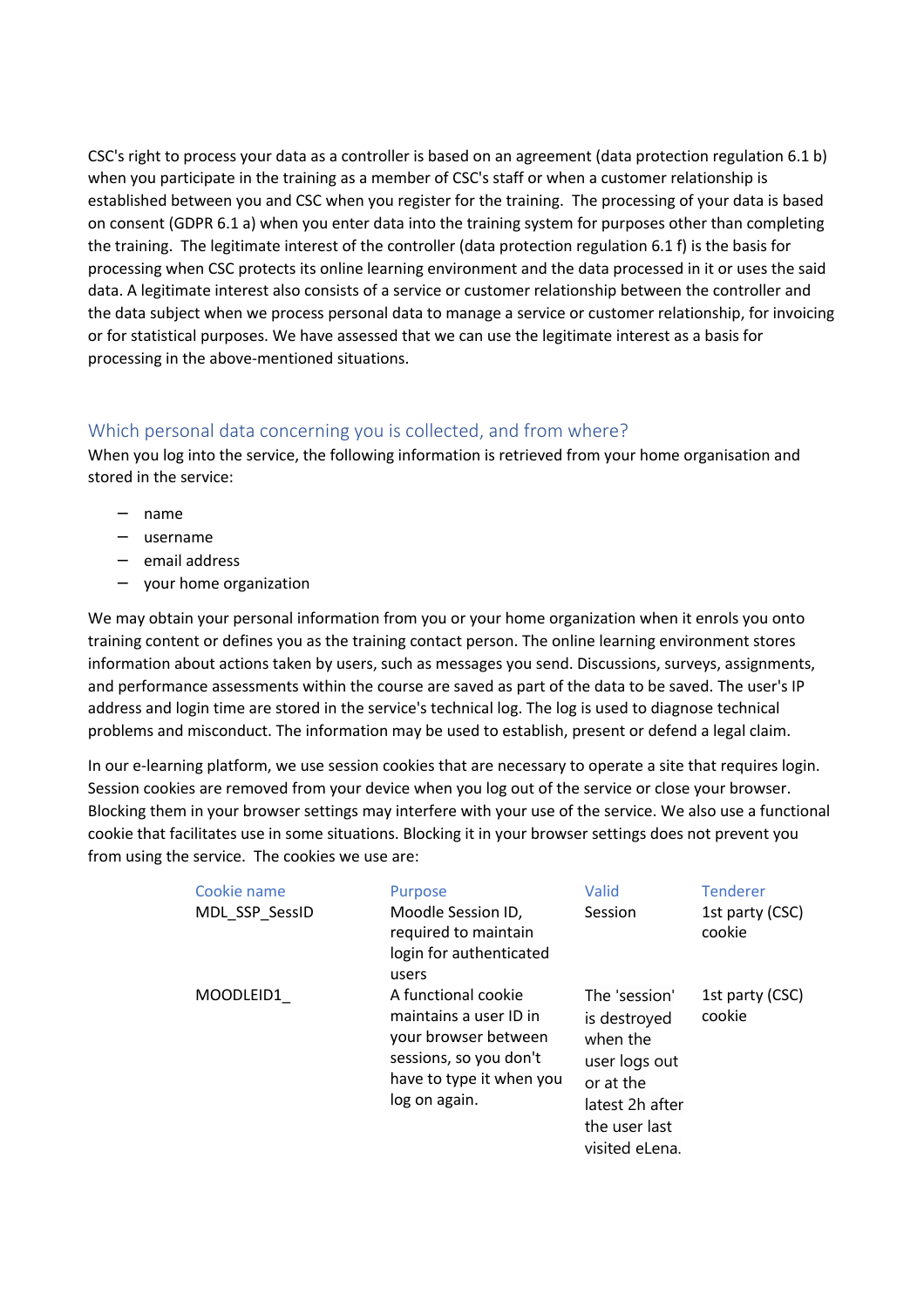CSC's right to process your data as a controller is based on an agreement (data protection regulation 6.1 b) when you participate in the training as a member of CSC's staff or when a customer relationship is established between you and CSC when you register for the training. The processing of your data is based on consent (GDPR 6.1 a) when you enter data into the training system for purposes other than completing the training. The legitimate interest of the controller (data protection regulation 6.1 f) is the basis for processing when CSC protects its online learning environment and the data processed in it or uses the said data. A legitimate interest also consists of a service or customer relationship between the controller and the data subject when we process personal data to manage a service or customer relationship, for invoicing or for statistical purposes. We have assessed that we can use the legitimate interest as a basis for processing in the above-mentioned situations.

## Which personal data concerning you is collected, and from where?

When you log into the service, the following information is retrieved from your home organisation and stored in the service:

- name
- username
- email address
- your home organization

We may obtain your personal information from you or your home organization when it enrols you onto training content or defines you as the training contact person. The online learning environment stores information about actions taken by users, such as messages you send. Discussions, surveys, assignments, and performance assessments within the course are saved as part of the data to be saved. The user's IP address and login time are stored in the service's technical log. The log is used to diagnose technical problems and misconduct. The information may be used to establish, present or defend a legal claim.

In our e-learning platform, we use session cookies that are necessary to operate a site that requires login. Session cookies are removed from your device when you log out of the service or close your browser. Blocking them in your browser settings may interfere with your use of the service. We also use a functional cookie that facilitates use in some situations. Blocking it in your browser settings does not prevent you from using the service. The cookies we use are:

| Cookie name | Purpose | Valid | Tenderer |
|---|---|---|---|
| MDL_SSP_SessID | Moodle Session ID, required to maintain login for authenticated users | Session | 1st party (CSC) cookie |
| MOODLEID1_ | A functional cookie maintains a user ID in your browser between sessions, so you don't have to type it when you log on again. | The 'session' is destroyed when the user logs out or at the latest 2h after the user last visited eLena. | 1st party (CSC) cookie |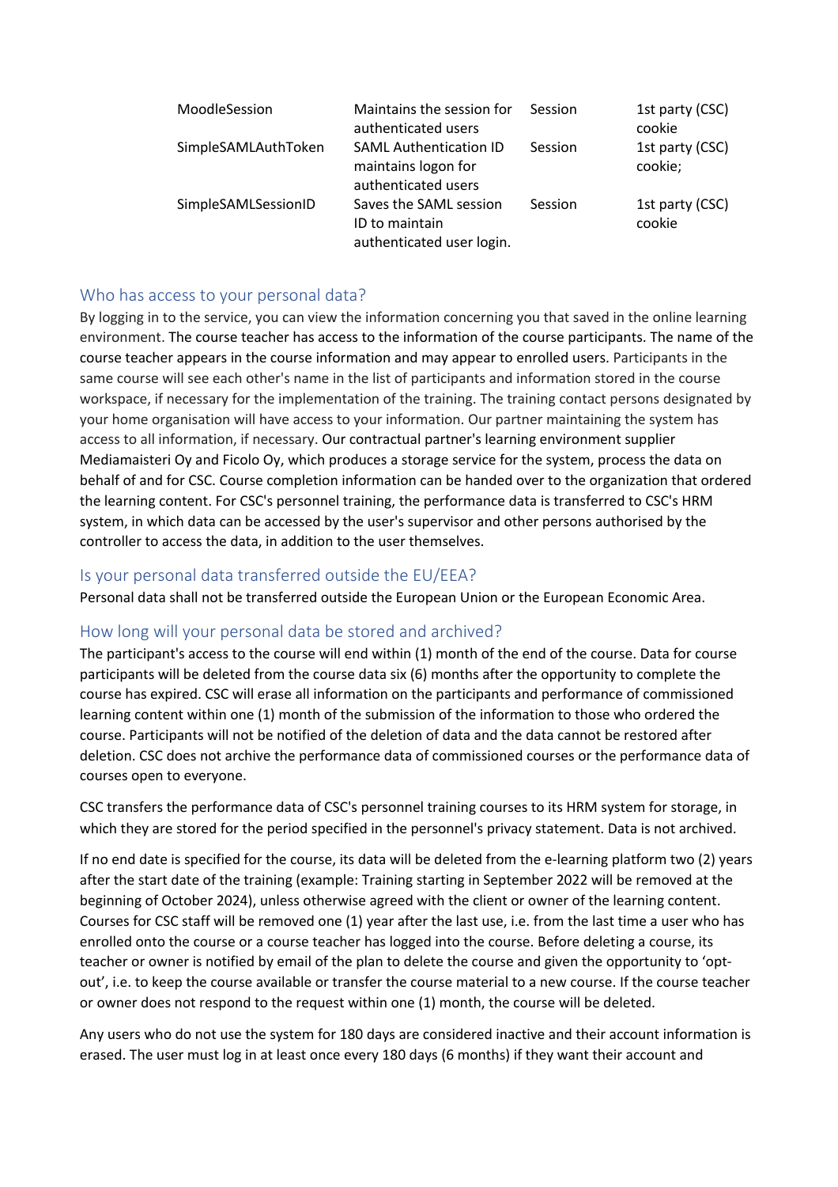| | | | |
|---|---|---|---|
| MoodleSession | Maintains the session for authenticated users | Session | 1st party (CSC) cookie |
| SimpleSAMLAuthToken | SAML Authentication ID maintains logon for authenticated users | Session | 1st party (CSC) cookie; |
| SimpleSAMLSessionID | Saves the SAML session ID to maintain authenticated user login. | Session | 1st party (CSC) cookie |

## Who has access to your personal data?

By logging in to the service, you can view the information concerning you that saved in the online learning environment. The course teacher has access to the information of the course participants. The name of the course teacher appears in the course information and may appear to enrolled users. Participants in the same course will see each other's name in the list of participants and information stored in the course workspace, if necessary for the implementation of the training. The training contact persons designated by your home organisation will have access to your information. Our partner maintaining the system has access to all information, if necessary. Our contractual partner's learning environment supplier Mediamaisteri Oy and Ficolo Oy, which produces a storage service for the system, process the data on behalf of and for CSC. Course completion information can be handed over to the organization that ordered the learning content. For CSC's personnel training, the performance data is transferred to CSC's HRM system, in which data can be accessed by the user's supervisor and other persons authorised by the controller to access the data, in addition to the user themselves.

## Is your personal data transferred outside the EU/EEA?

Personal data shall not be transferred outside the European Union or the European Economic Area.

## How long will your personal data be stored and archived?

The participant's access to the course will end within (1) month of the end of the course. Data for course participants will be deleted from the course data six (6) months after the opportunity to complete the course has expired. CSC will erase all information on the participants and performance of commissioned learning content within one (1) month of the submission of the information to those who ordered the course. Participants will not be notified of the deletion of data and the data cannot be restored after deletion. CSC does not archive the performance data of commissioned courses or the performance data of courses open to everyone.

CSC transfers the performance data of CSC's personnel training courses to its HRM system for storage, in which they are stored for the period specified in the personnel's privacy statement. Data is not archived.

If no end date is specified for the course, its data will be deleted from the e-learning platform two (2) years after the start date of the training (example: Training starting in September 2022 will be removed at the beginning of October 2024), unless otherwise agreed with the client or owner of the learning content. Courses for CSC staff will be removed one (1) year after the last use, i.e. from the last time a user who has enrolled onto the course or a course teacher has logged into the course. Before deleting a course, its teacher or owner is notified by email of the plan to delete the course and given the opportunity to 'opt-out', i.e. to keep the course available or transfer the course material to a new course. If the course teacher or owner does not respond to the request within one (1) month, the course will be deleted.

Any users who do not use the system for 180 days are considered inactive and their account information is erased. The user must log in at least once every 180 days (6 months) if they want their account and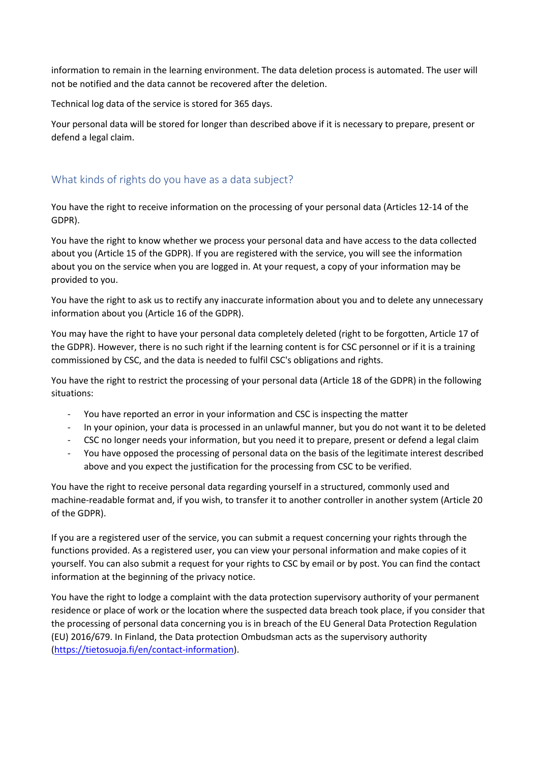information to remain in the learning environment. The data deletion process is automated. The user will not be notified and the data cannot be recovered after the deletion.

Technical log data of the service is stored for 365 days.

Your personal data will be stored for longer than described above if it is necessary to prepare, present or defend a legal claim.

## What kinds of rights do you have as a data subject?

You have the right to receive information on the processing of your personal data (Articles 12-14 of the GDPR).

You have the right to know whether we process your personal data and have access to the data collected about you (Article 15 of the GDPR). If you are registered with the service, you will see the information about you on the service when you are logged in. At your request, a copy of your information may be provided to you.

You have the right to ask us to rectify any inaccurate information about you and to delete any unnecessary information about you (Article 16 of the GDPR).

You may have the right to have your personal data completely deleted (right to be forgotten, Article 17 of the GDPR). However, there is no such right if the learning content is for CSC personnel or if it is a training commissioned by CSC, and the data is needed to fulfil CSC's obligations and rights.

You have the right to restrict the processing of your personal data (Article 18 of the GDPR) in the following situations:

- You have reported an error in your information and CSC is inspecting the matter
- In your opinion, your data is processed in an unlawful manner, but you do not want it to be deleted
- CSC no longer needs your information, but you need it to prepare, present or defend a legal claim
- You have opposed the processing of personal data on the basis of the legitimate interest described above and you expect the justification for the processing from CSC to be verified.

You have the right to receive personal data regarding yourself in a structured, commonly used and machine-readable format and, if you wish, to transfer it to another controller in another system (Article 20 of the GDPR).

If you are a registered user of the service, you can submit a request concerning your rights through the functions provided. As a registered user, you can view your personal information and make copies of it yourself. You can also submit a request for your rights to CSC by email or by post. You can find the contact information at the beginning of the privacy notice.

You have the right to lodge a complaint with the data protection supervisory authority of your permanent residence or place of work or the location where the suspected data breach took place, if you consider that the processing of personal data concerning you is in breach of the EU General Data Protection Regulation (EU) 2016/679. In Finland, the Data protection Ombudsman acts as the supervisory authority (https://tietosuoja.fi/en/contact-information).